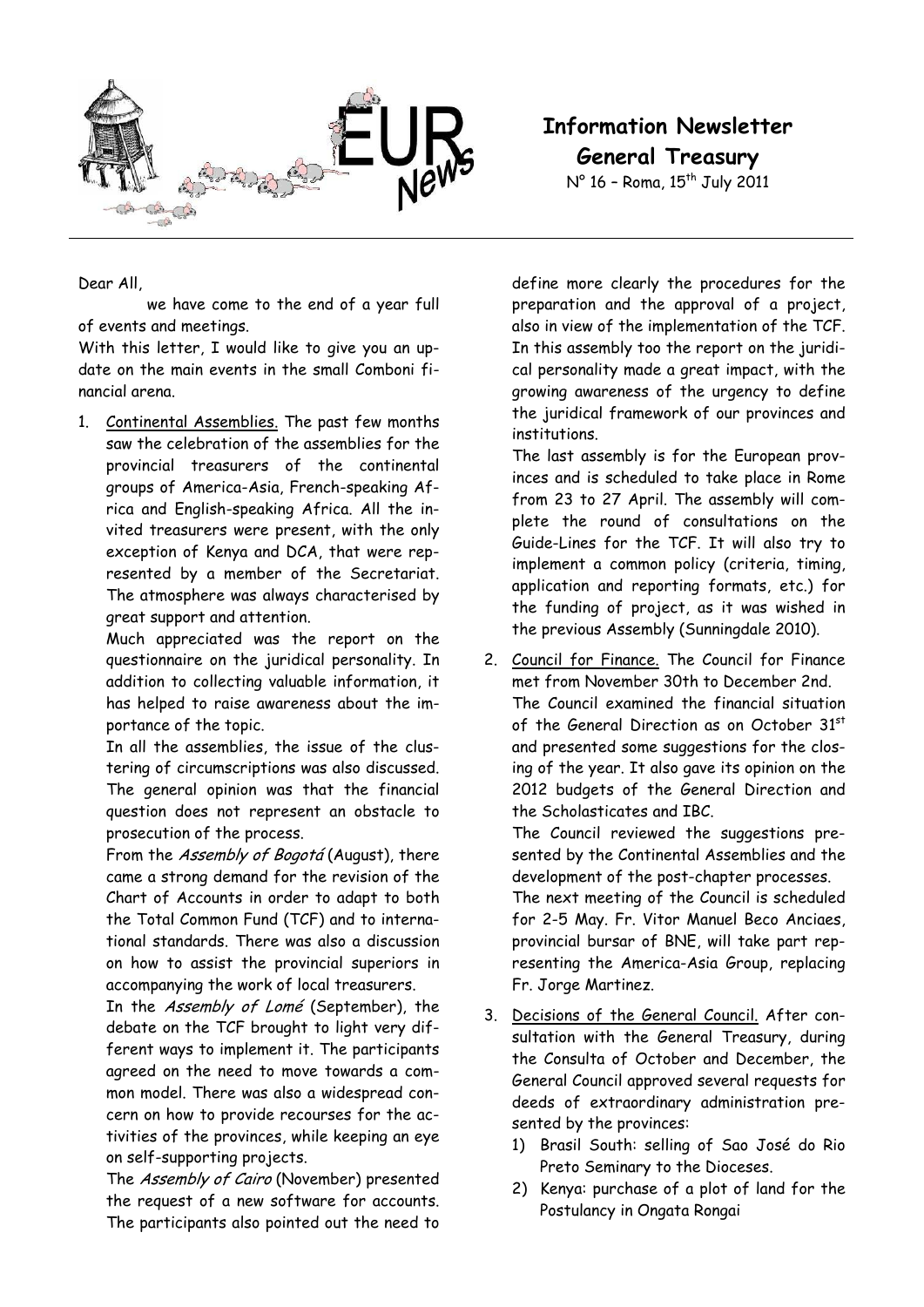# Information Newsletter

## General Treasury

N° 16 – Roma, 15th July 2011

Dear All,

we have come to the end of a year full of events and meetings.

With this letter, I would like to give you an up-date on the main events in the small Comboni financial arena.

1. Continental Assemblies. The past few months saw the celebration of the assemblies for the provincial treasurers of the continental groups of America-Asia, French-speaking Africa and English-speaking Africa. All the invited treasurers were present, with the only exception of Kenya and DCA, that were represented by a member of the Secretariat. The atmosphere was always characterised by great support and attention.

   Much appreciated was the report on the questionnaire on the juridical personality. In addition to collecting valuable information, it has helped to raise awareness about the importance of the topic.

   In all the assemblies, the issue of the clustering of circumscriptions was also discussed. The general opinion was that the financial question does not represent an obstacle to prosecution of the process.

   From the *Assembly of Bogotá* (August), there came a strong demand for the revision of the Chart of Accounts in order to adapt to both the Total Common Fund (TCF) and to international standards. There was also a discussion on how to assist the provincial superiors in accompanying the work of local treasurers.

   In the *Assembly of Lomé* (September), the debate on the TCF brought to light very different ways to implement it. The participants agreed on the need to move towards a common model. There was also a widespread concern on how to provide recourses for the activities of the provinces, while keeping an eye on self-supporting projects.

   The *Assembly of Cairo* (November) presented the request of a new software for accounts. The participants also pointed out the need to define more clearly the procedures for the preparation and the approval of a project, also in view of the implementation of the TCF. In this assembly too the report on the juridical personality made a great impact, with the growing awareness of the urgency to define the juridical framework of our provinces and institutions.

   The last assembly is for the European provinces and is scheduled to take place in Rome from 23 to 27 April. The assembly will complete the round of consultations on the Guide-Lines for the TCF. It will also try to implement a common policy (criteria, timing, application and reporting formats, etc.) for the funding of project, as it was wished in the previous Assembly (Sunningdale 2010).

2. Council for Finance. The Council for Finance met from November 30th to December 2nd.

   The Council examined the financial situation of the General Direction as on October 31st and presented some suggestions for the closing of the year. It also gave its opinion on the 2012 budgets of the General Direction and the Scholasticates and IBC.

   The Council reviewed the suggestions presented by the Continental Assemblies and the development of the post-chapter processes.

   The next meeting of the Council is scheduled for 2-5 May. Fr. Vitor Manuel Beco Anciaes, provincial bursar of BNE, will take part representing the America-Asia Group, replacing Fr. Jorge Martinez.

3. Decisions of the General Council. After consultation with the General Treasury, during the Consulta of October and December, the General Council approved several requests for deeds of extraordinary administration presented by the provinces:
   1) Brasil South: selling of Sao José do Rio Preto Seminary to the Dioceses.
   2) Kenya: purchase of a plot of land for the Postulancy in Ongata Rongai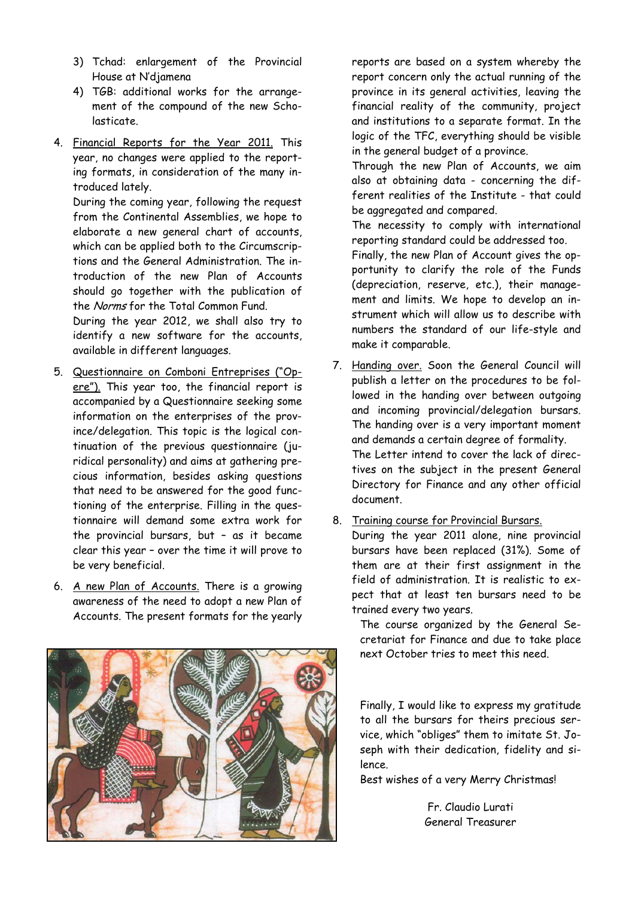3) Tchad: enlargement of the Provincial House at N'djamena
4) TGB: additional works for the arrangement of the compound of the new Scholasticate.

4. <u>Financial Reports for the Year 2011.</u> This year, no changes were applied to the reporting formats, in consideration of the many introduced lately.
   During the coming year, following the request from the Continental Assemblies, we hope to elaborate a new general chart of accounts, which can be applied both to the Circumscriptions and the General Administration. The introduction of the new Plan of Accounts should go together with the publication of the *Norms* for the Total Common Fund.
   During the year 2012, we shall also try to identify a new software for the accounts, available in different languages.

5. <u>Questionnaire on Comboni Entreprises ("Opere").</u> This year too, the financial report is accompanied by a Questionnaire seeking some information on the enterprises of the province/delegation. This topic is the logical continuation of the previous questionnaire (juridical personality) and aims at gathering precious information, besides asking questions that need to be answered for the good functioning of the enterprise. Filling in the questionnaire will demand some extra work for the provincial bursars, but – as it became clear this year – over the time it will prove to be very beneficial.

6. <u>A new Plan of Accounts.</u> There is a growing awareness of the need to adopt a new Plan of Accounts. The present formats for the yearly reports are based on a system whereby the report concern only the actual running of the province in its general activities, leaving the financial reality of the community, project and institutions to a separate format. In the logic of the TFC, everything should be visible in the general budget of a province.
   Through the new Plan of Accounts, we aim also at obtaining data - concerning the different realities of the Institute - that could be aggregated and compared.
   The necessity to comply with international reporting standard could be addressed too.
   Finally, the new Plan of Account gives the opportunity to clarify the role of the Funds (depreciation, reserve, etc.), their management and limits. We hope to develop an instrument which will allow us to describe with numbers the standard of our life-style and make it comparable.

7. <u>Handing over.</u> Soon the General Council will publish a letter on the procedures to be followed in the handing over between outgoing and incoming provincial/delegation bursars. The handing over is a very important moment and demands a certain degree of formality.
   The Letter intend to cover the lack of directives on the subject in the present General Directory for Finance and any other official document.

8. <u>Training course for Provincial Bursars.</u>
   During the year 2011 alone, nine provincial bursars have been replaced (31%). Some of them are at their first assignment in the field of administration. It is realistic to expect that at least ten bursars need to be trained every two years.
   The course organized by the General Secretariat for Finance and due to take place next October tries to meet this need.

Finally, I would like to express my gratitude to all the bursars for theirs precious service, which "obliges" them to imitate St. Joseph with their dedication, fidelity and silence.

Best wishes of a very Merry Christmas!

Fr. Claudio Lurati
General Treasurer